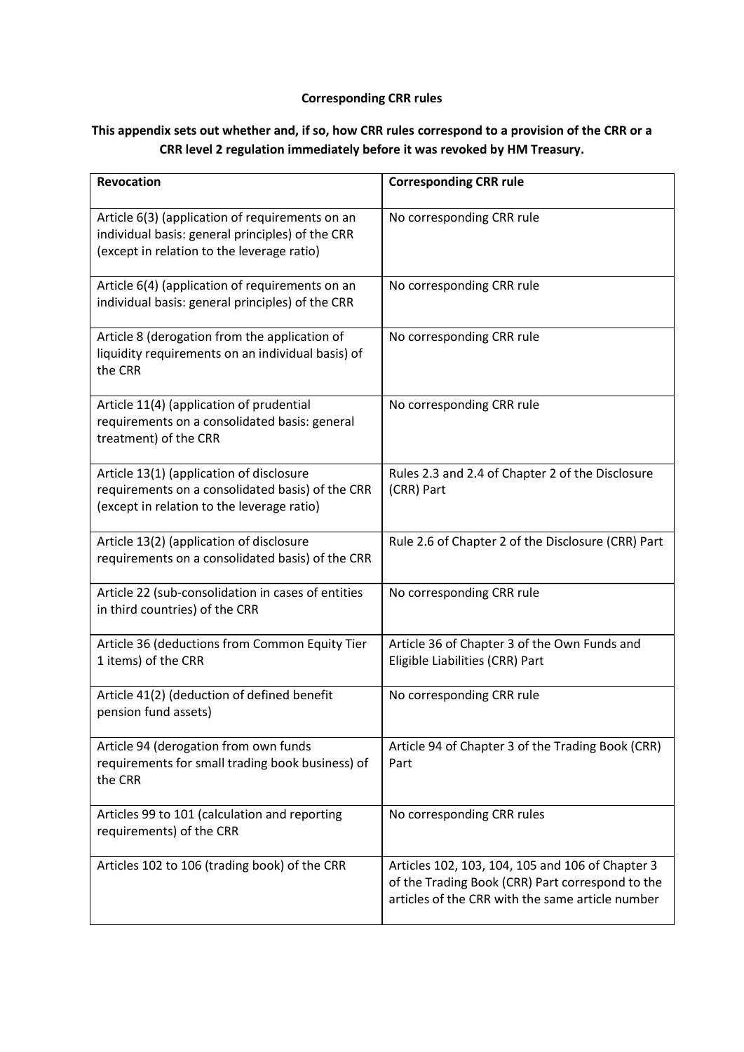**Corresponding CRR rules**

**This appendix sets out whether and, if so, how CRR rules correspond to a provision of the CRR or a CRR level 2 regulation immediately before it was revoked by HM Treasury.**

| Revocation | Corresponding CRR rule |
|---|---|
| Article 6(3) (application of requirements on an individual basis: general principles) of the CRR (except in relation to the leverage ratio) | No corresponding CRR rule |
| Article 6(4) (application of requirements on an individual basis: general principles) of the CRR | No corresponding CRR rule |
| Article 8 (derogation from the application of liquidity requirements on an individual basis) of the CRR | No corresponding CRR rule |
| Article 11(4) (application of prudential requirements on a consolidated basis: general treatment) of the CRR | No corresponding CRR rule |
| Article 13(1) (application of disclosure requirements on a consolidated basis) of the CRR (except in relation to the leverage ratio) | Rules 2.3 and 2.4 of Chapter 2 of the Disclosure (CRR) Part |
| Article 13(2) (application of disclosure requirements on a consolidated basis) of the CRR | Rule 2.6 of Chapter 2 of the Disclosure (CRR) Part |
| Article 22 (sub-consolidation in cases of entities in third countries) of the CRR | No corresponding CRR rule |
| Article 36 (deductions from Common Equity Tier 1 items) of the CRR | Article 36 of Chapter 3 of the Own Funds and Eligible Liabilities (CRR) Part |
| Article 41(2) (deduction of defined benefit pension fund assets) | No corresponding CRR rule |
| Article 94 (derogation from own funds requirements for small trading book business) of the CRR | Article 94 of Chapter 3 of the Trading Book (CRR) Part |
| Articles 99 to 101 (calculation and reporting requirements) of the CRR | No corresponding CRR rules |
| Articles 102 to 106 (trading book) of the CRR | Articles 102, 103, 104, 105 and 106 of Chapter 3 of the Trading Book (CRR) Part correspond to the articles of the CRR with the same article number |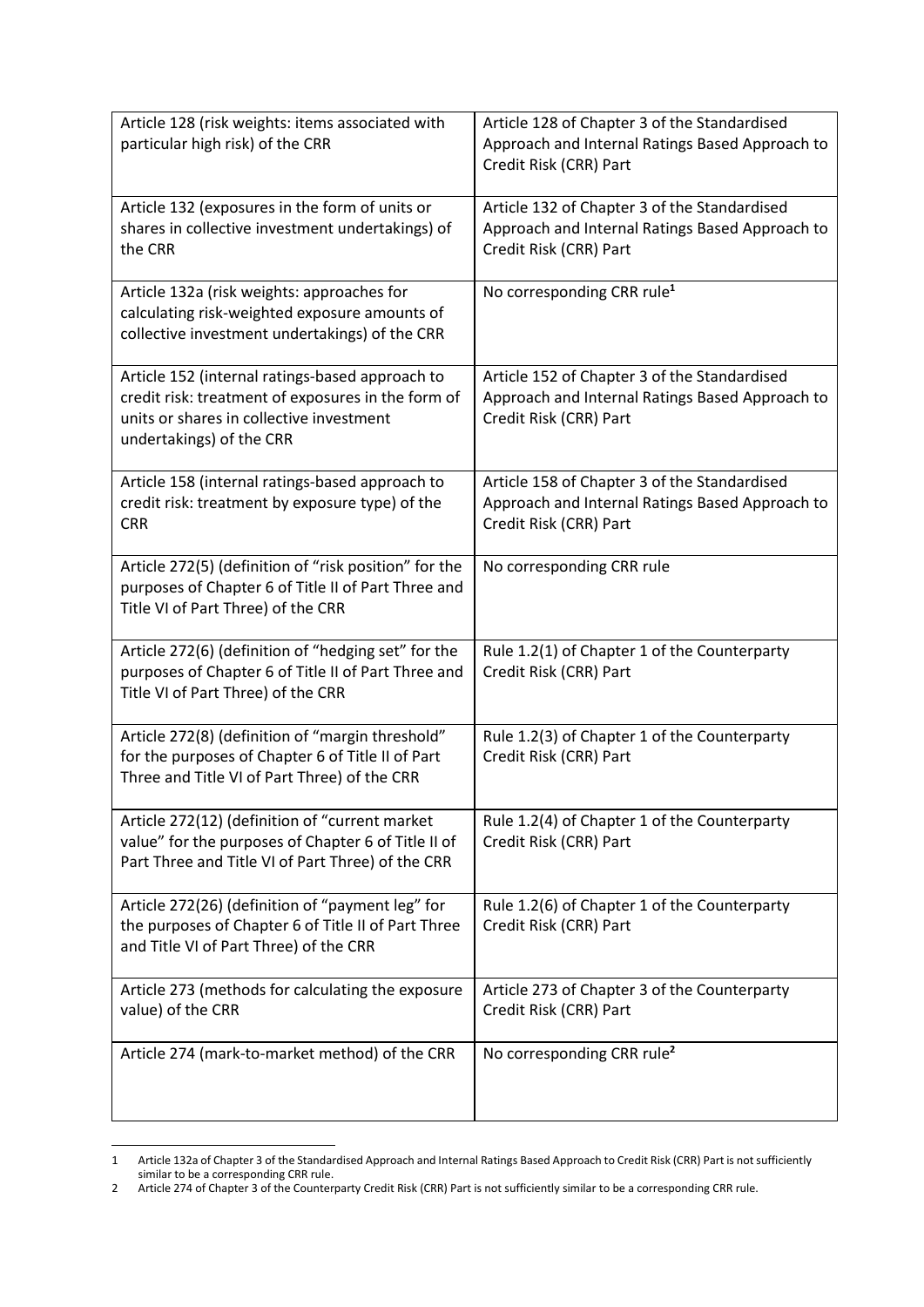| | |
|---|---|
| Article 128 (risk weights: items associated with particular high risk) of the CRR | Article 128 of Chapter 3 of the Standardised Approach and Internal Ratings Based Approach to Credit Risk (CRR) Part |
| Article 132 (exposures in the form of units or shares in collective investment undertakings) of the CRR | Article 132 of Chapter 3 of the Standardised Approach and Internal Ratings Based Approach to Credit Risk (CRR) Part |
| Article 132a (risk weights: approaches for calculating risk-weighted exposure amounts of collective investment undertakings) of the CRR | No corresponding CRR rule[1] |
| Article 152 (internal ratings-based approach to credit risk: treatment of exposures in the form of units or shares in collective investment undertakings) of the CRR | Article 152 of Chapter 3 of the Standardised Approach and Internal Ratings Based Approach to Credit Risk (CRR) Part |
| Article 158 (internal ratings-based approach to credit risk: treatment by exposure type) of the CRR | Article 158 of Chapter 3 of the Standardised Approach and Internal Ratings Based Approach to Credit Risk (CRR) Part |
| Article 272(5) (definition of "risk position" for the purposes of Chapter 6 of Title II of Part Three and Title VI of Part Three) of the CRR | No corresponding CRR rule |
| Article 272(6) (definition of "hedging set" for the purposes of Chapter 6 of Title II of Part Three and Title VI of Part Three) of the CRR | Rule 1.2(1) of Chapter 1 of the Counterparty Credit Risk (CRR) Part |
| Article 272(8) (definition of "margin threshold" for the purposes of Chapter 6 of Title II of Part Three and Title VI of Part Three) of the CRR | Rule 1.2(3) of Chapter 1 of the Counterparty Credit Risk (CRR) Part |
| Article 272(12) (definition of "current market value" for the purposes of Chapter 6 of Title II of Part Three and Title VI of Part Three) of the CRR | Rule 1.2(4) of Chapter 1 of the Counterparty Credit Risk (CRR) Part |
| Article 272(26) (definition of "payment leg" for the purposes of Chapter 6 of Title II of Part Three and Title VI of Part Three) of the CRR | Rule 1.2(6) of Chapter 1 of the Counterparty Credit Risk (CRR) Part |
| Article 273 (methods for calculating the exposure value) of the CRR | Article 273 of Chapter 3 of the Counterparty Credit Risk (CRR) Part |
| Article 274 (mark-to-market method) of the CRR | No corresponding CRR rule[2] |

1 Article 132a of Chapter 3 of the Standardised Approach and Internal Ratings Based Approach to Credit Risk (CRR) Part is not sufficiently similar to be a corresponding CRR rule.

2 Article 274 of Chapter 3 of the Counterparty Credit Risk (CRR) Part is not sufficiently similar to be a corresponding CRR rule.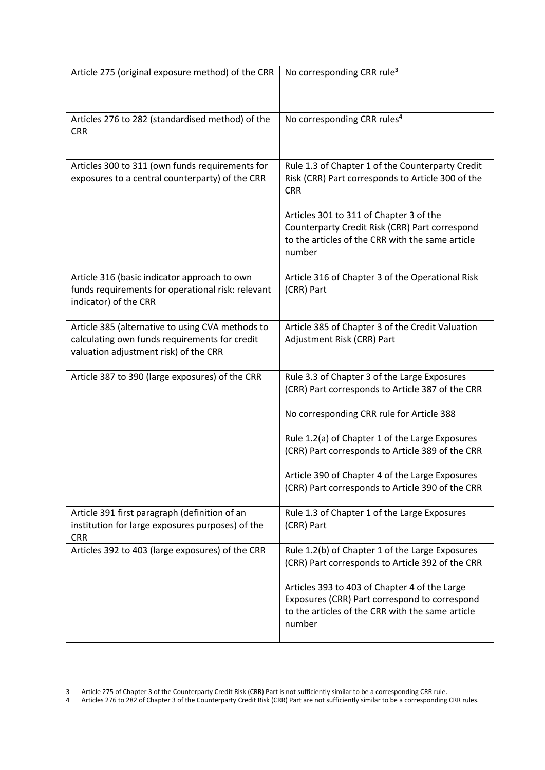| Article 275 (original exposure method) of the CRR | No corresponding CRR rule[3] |
|---|---|
| Articles 276 to 282 (standardised method) of the CRR | No corresponding CRR rules[4] |
| Articles 300 to 311 (own funds requirements for exposures to a central counterparty) of the CRR | Rule 1.3 of Chapter 1 of the Counterparty Credit Risk (CRR) Part corresponds to Article 300 of the CRR<br><br>Articles 301 to 311 of Chapter 3 of the Counterparty Credit Risk (CRR) Part correspond to the articles of the CRR with the same article number |
| Article 316 (basic indicator approach to own funds requirements for operational risk: relevant indicator) of the CRR | Article 316 of Chapter 3 of the Operational Risk (CRR) Part |
| Article 385 (alternative to using CVA methods to calculating own funds requirements for credit valuation adjustment risk) of the CRR | Article 385 of Chapter 3 of the Credit Valuation Adjustment Risk (CRR) Part |
| Article 387 to 390 (large exposures) of the CRR | Rule 3.3 of Chapter 3 of the Large Exposures (CRR) Part corresponds to Article 387 of the CRR<br><br>No corresponding CRR rule for Article 388<br><br>Rule 1.2(a) of Chapter 1 of the Large Exposures (CRR) Part corresponds to Article 389 of the CRR<br><br>Article 390 of Chapter 4 of the Large Exposures (CRR) Part corresponds to Article 390 of the CRR |
| Article 391 first paragraph (definition of an institution for large exposures purposes) of the CRR | Rule 1.3 of Chapter 1 of the Large Exposures (CRR) Part |
| Articles 392 to 403 (large exposures) of the CRR | Rule 1.2(b) of Chapter 1 of the Large Exposures (CRR) Part corresponds to Article 392 of the CRR<br><br>Articles 393 to 403 of Chapter 4 of the Large Exposures (CRR) Part correspond to correspond to the articles of the CRR with the same article number |

[3] Article 275 of Chapter 3 of the Counterparty Credit Risk (CRR) Part is not sufficiently similar to be a corresponding CRR rule.

[4] Articles 276 to 282 of Chapter 3 of the Counterparty Credit Risk (CRR) Part are not sufficiently similar to be a corresponding CRR rules.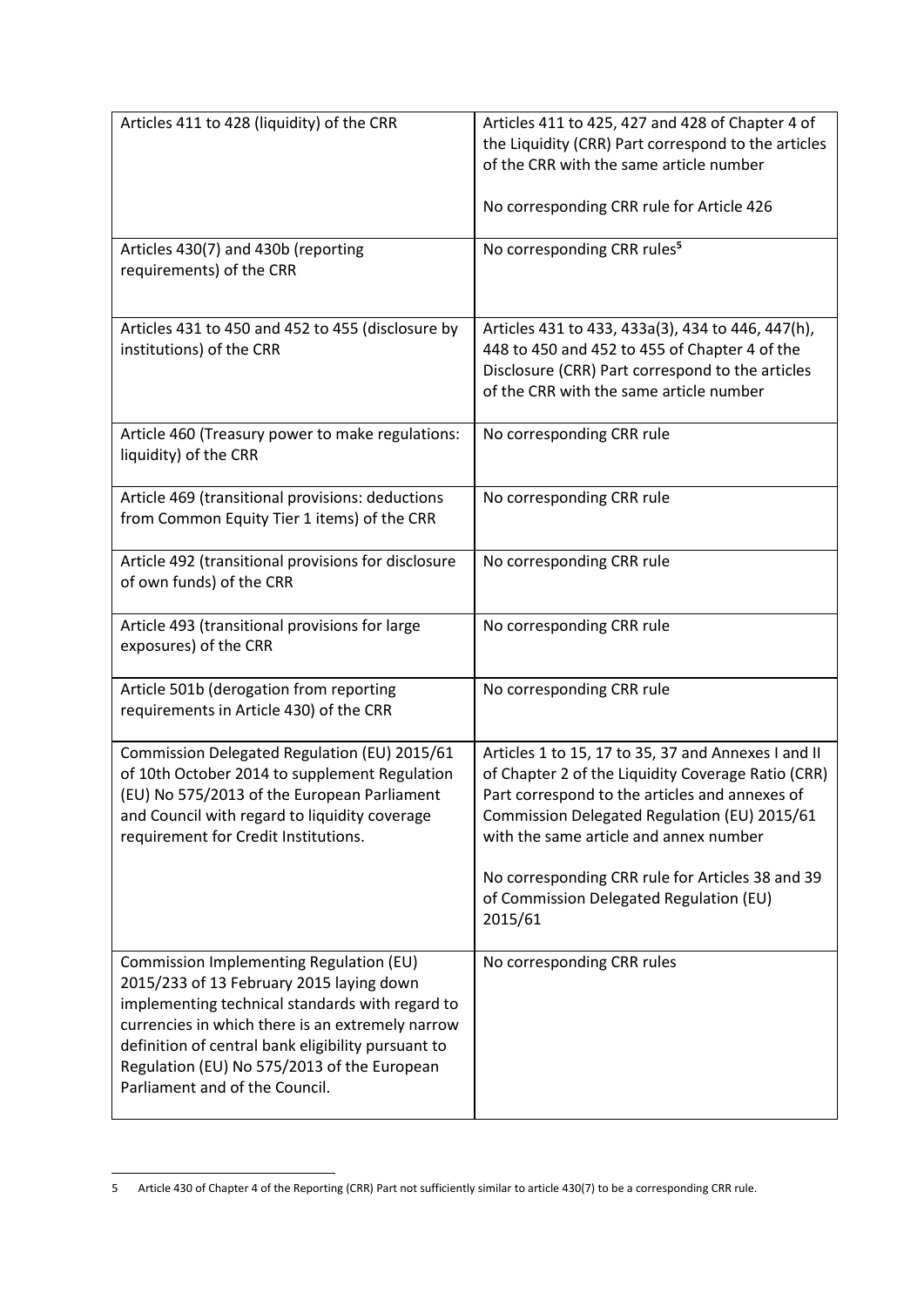| | |
|---|---|
| Articles 411 to 428 (liquidity) of the CRR | Articles 411 to 425, 427 and 428 of Chapter 4 of the Liquidity (CRR) Part correspond to the articles of the CRR with the same article number<br><br>No corresponding CRR rule for Article 426 |
| Articles 430(7) and 430b (reporting requirements) of the CRR | No corresponding CRR rules[5] |
| Articles 431 to 450 and 452 to 455 (disclosure by institutions) of the CRR | Articles 431 to 433, 433a(3), 434 to 446, 447(h), 448 to 450 and 452 to 455 of Chapter 4 of the Disclosure (CRR) Part correspond to the articles of the CRR with the same article number |
| Article 460 (Treasury power to make regulations: liquidity) of the CRR | No corresponding CRR rule |
| Article 469 (transitional provisions: deductions from Common Equity Tier 1 items) of the CRR | No corresponding CRR rule |
| Article 492 (transitional provisions for disclosure of own funds) of the CRR | No corresponding CRR rule |
| Article 493 (transitional provisions for large exposures) of the CRR | No corresponding CRR rule |
| Article 501b (derogation from reporting requirements in Article 430) of the CRR | No corresponding CRR rule |
| Commission Delegated Regulation (EU) 2015/61 of 10th October 2014 to supplement Regulation (EU) No 575/2013 of the European Parliament and Council with regard to liquidity coverage requirement for Credit Institutions. | Articles 1 to 15, 17 to 35, 37 and Annexes I and II of Chapter 2 of the Liquidity Coverage Ratio (CRR) Part correspond to the articles and annexes of Commission Delegated Regulation (EU) 2015/61 with the same article and annex number<br><br>No corresponding CRR rule for Articles 38 and 39 of Commission Delegated Regulation (EU) 2015/61 |
| Commission Implementing Regulation (EU) 2015/233 of 13 February 2015 laying down implementing technical standards with regard to currencies in which there is an extremely narrow definition of central bank eligibility pursuant to Regulation (EU) No 575/2013 of the European Parliament and of the Council. | No corresponding CRR rules |

5 Article 430 of Chapter 4 of the Reporting (CRR) Part not sufficiently similar to article 430(7) to be a corresponding CRR rule.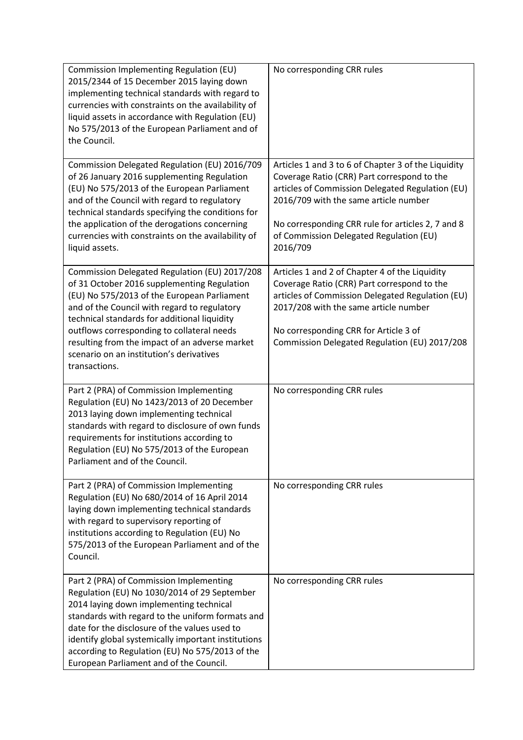| | |
|---|---|
| Commission Implementing Regulation (EU) 2015/2344 of 15 December 2015 laying down implementing technical standards with regard to currencies with constraints on the availability of liquid assets in accordance with Regulation (EU) No 575/2013 of the European Parliament and of the Council. | No corresponding CRR rules |
| Commission Delegated Regulation (EU) 2016/709 of 26 January 2016 supplementing Regulation (EU) No 575/2013 of the European Parliament and of the Council with regard to regulatory technical standards specifying the conditions for the application of the derogations concerning currencies with constraints on the availability of liquid assets. | Articles 1 and 3 to 6 of Chapter 3 of the Liquidity Coverage Ratio (CRR) Part correspond to the articles of Commission Delegated Regulation (EU) 2016/709 with the same article number<br><br>No corresponding CRR rule for articles 2, 7 and 8 of Commission Delegated Regulation (EU) 2016/709 |
| Commission Delegated Regulation (EU) 2017/208 of 31 October 2016 supplementing Regulation (EU) No 575/2013 of the European Parliament and of the Council with regard to regulatory technical standards for additional liquidity outflows corresponding to collateral needs resulting from the impact of an adverse market scenario on an institution's derivatives transactions. | Articles 1 and 2 of Chapter 4 of the Liquidity Coverage Ratio (CRR) Part correspond to the articles of Commission Delegated Regulation (EU) 2017/208 with the same article number<br><br>No corresponding CRR for Article 3 of Commission Delegated Regulation (EU) 2017/208 |
| Part 2 (PRA) of Commission Implementing Regulation (EU) No 1423/2013 of 20 December 2013 laying down implementing technical standards with regard to disclosure of own funds requirements for institutions according to Regulation (EU) No 575/2013 of the European Parliament and of the Council. | No corresponding CRR rules |
| Part 2 (PRA) of Commission Implementing Regulation (EU) No 680/2014 of 16 April 2014 laying down implementing technical standards with regard to supervisory reporting of institutions according to Regulation (EU) No 575/2013 of the European Parliament and of the Council. | No corresponding CRR rules |
| Part 2 (PRA) of Commission Implementing Regulation (EU) No 1030/2014 of 29 September 2014 laying down implementing technical standards with regard to the uniform formats and date for the disclosure of the values used to identify global systemically important institutions according to Regulation (EU) No 575/2013 of the European Parliament and of the Council. | No corresponding CRR rules |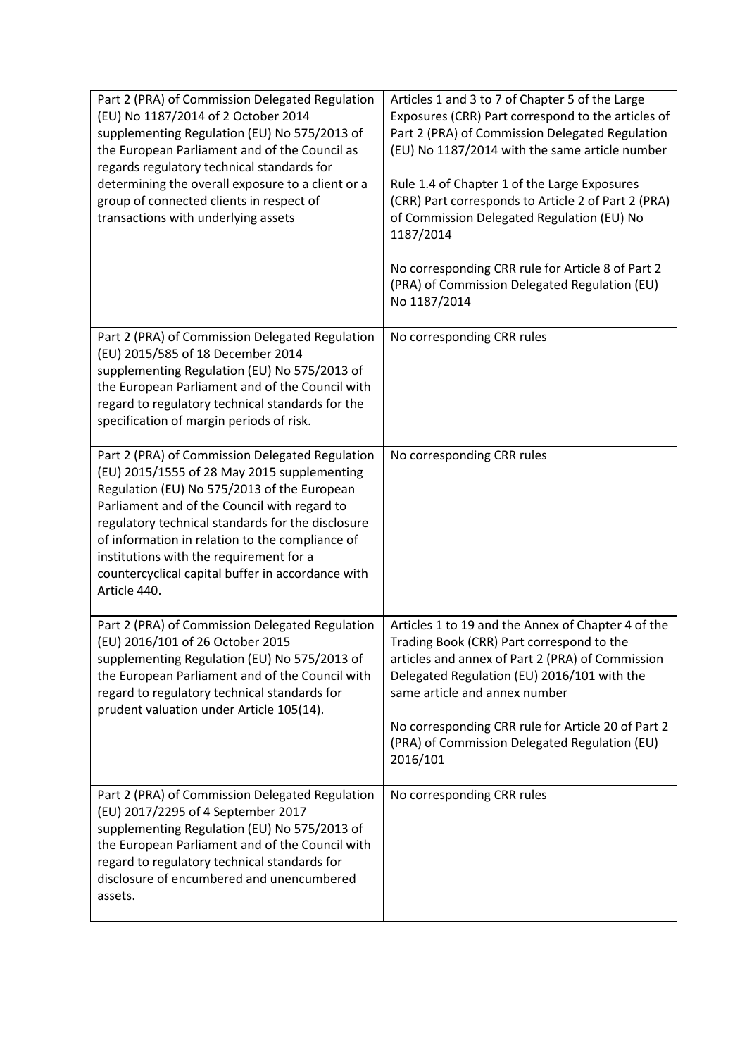| | |
|---|---|
| Part 2 (PRA) of Commission Delegated Regulation (EU) No 1187/2014 of 2 October 2014 supplementing Regulation (EU) No 575/2013 of the European Parliament and of the Council as regards regulatory technical standards for determining the overall exposure to a client or a group of connected clients in respect of transactions with underlying assets | Articles 1 and 3 to 7 of Chapter 5 of the Large Exposures (CRR) Part correspond to the articles of Part 2 (PRA) of Commission Delegated Regulation (EU) No 1187/2014 with the same article number<br><br>Rule 1.4 of Chapter 1 of the Large Exposures (CRR) Part corresponds to Article 2 of Part 2 (PRA) of Commission Delegated Regulation (EU) No 1187/2014<br><br>No corresponding CRR rule for Article 8 of Part 2 (PRA) of Commission Delegated Regulation (EU) No 1187/2014 |
| Part 2 (PRA) of Commission Delegated Regulation (EU) 2015/585 of 18 December 2014 supplementing Regulation (EU) No 575/2013 of the European Parliament and of the Council with regard to regulatory technical standards for the specification of margin periods of risk. | No corresponding CRR rules |
| Part 2 (PRA) of Commission Delegated Regulation (EU) 2015/1555 of 28 May 2015 supplementing Regulation (EU) No 575/2013 of the European Parliament and of the Council with regard to regulatory technical standards for the disclosure of information in relation to the compliance of institutions with the requirement for a countercyclical capital buffer in accordance with Article 440. | No corresponding CRR rules |
| Part 2 (PRA) of Commission Delegated Regulation (EU) 2016/101 of 26 October 2015 supplementing Regulation (EU) No 575/2013 of the European Parliament and of the Council with regard to regulatory technical standards for prudent valuation under Article 105(14). | Articles 1 to 19 and the Annex of Chapter 4 of the Trading Book (CRR) Part correspond to the articles and annex of Part 2 (PRA) of Commission Delegated Regulation (EU) 2016/101 with the same article and annex number<br><br>No corresponding CRR rule for Article 20 of Part 2 (PRA) of Commission Delegated Regulation (EU) 2016/101 |
| Part 2 (PRA) of Commission Delegated Regulation (EU) 2017/2295 of 4 September 2017 supplementing Regulation (EU) No 575/2013 of the European Parliament and of the Council with regard to regulatory technical standards for disclosure of encumbered and unencumbered assets. | No corresponding CRR rules |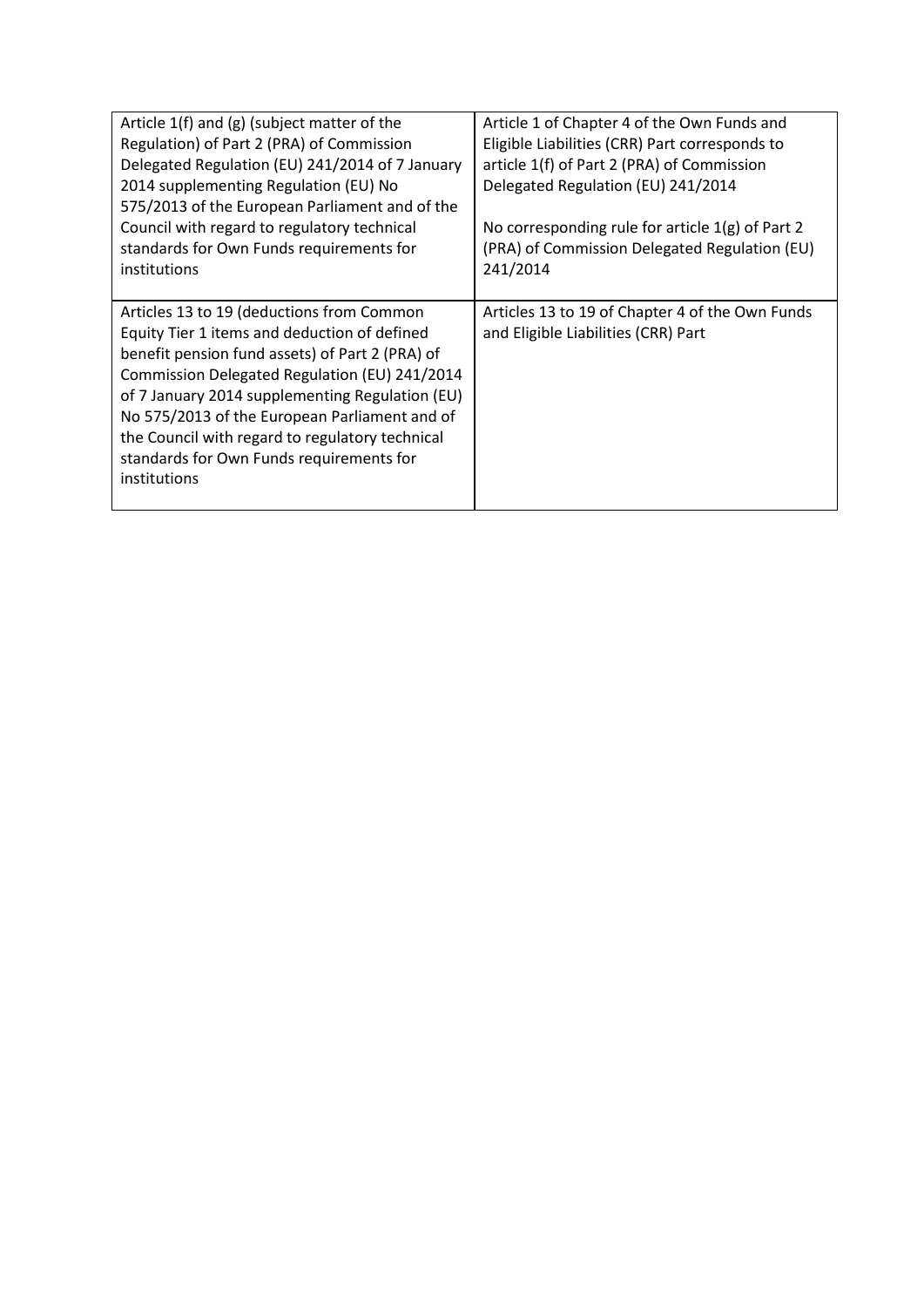| | |
|---|---|
| Article 1(f) and (g) (subject matter of the Regulation) of Part 2 (PRA) of Commission Delegated Regulation (EU) 241/2014 of 7 January 2014 supplementing Regulation (EU) No 575/2013 of the European Parliament and of the Council with regard to regulatory technical standards for Own Funds requirements for institutions | Article 1 of Chapter 4 of the Own Funds and Eligible Liabilities (CRR) Part corresponds to article 1(f) of Part 2 (PRA) of Commission Delegated Regulation (EU) 241/2014<br><br>No corresponding rule for article 1(g) of Part 2 (PRA) of Commission Delegated Regulation (EU) 241/2014 |
| Articles 13 to 19 (deductions from Common Equity Tier 1 items and deduction of defined benefit pension fund assets) of Part 2 (PRA) of Commission Delegated Regulation (EU) 241/2014 of 7 January 2014 supplementing Regulation (EU) No 575/2013 of the European Parliament and of the Council with regard to regulatory technical standards for Own Funds requirements for institutions | Articles 13 to 19 of Chapter 4 of the Own Funds and Eligible Liabilities (CRR) Part |